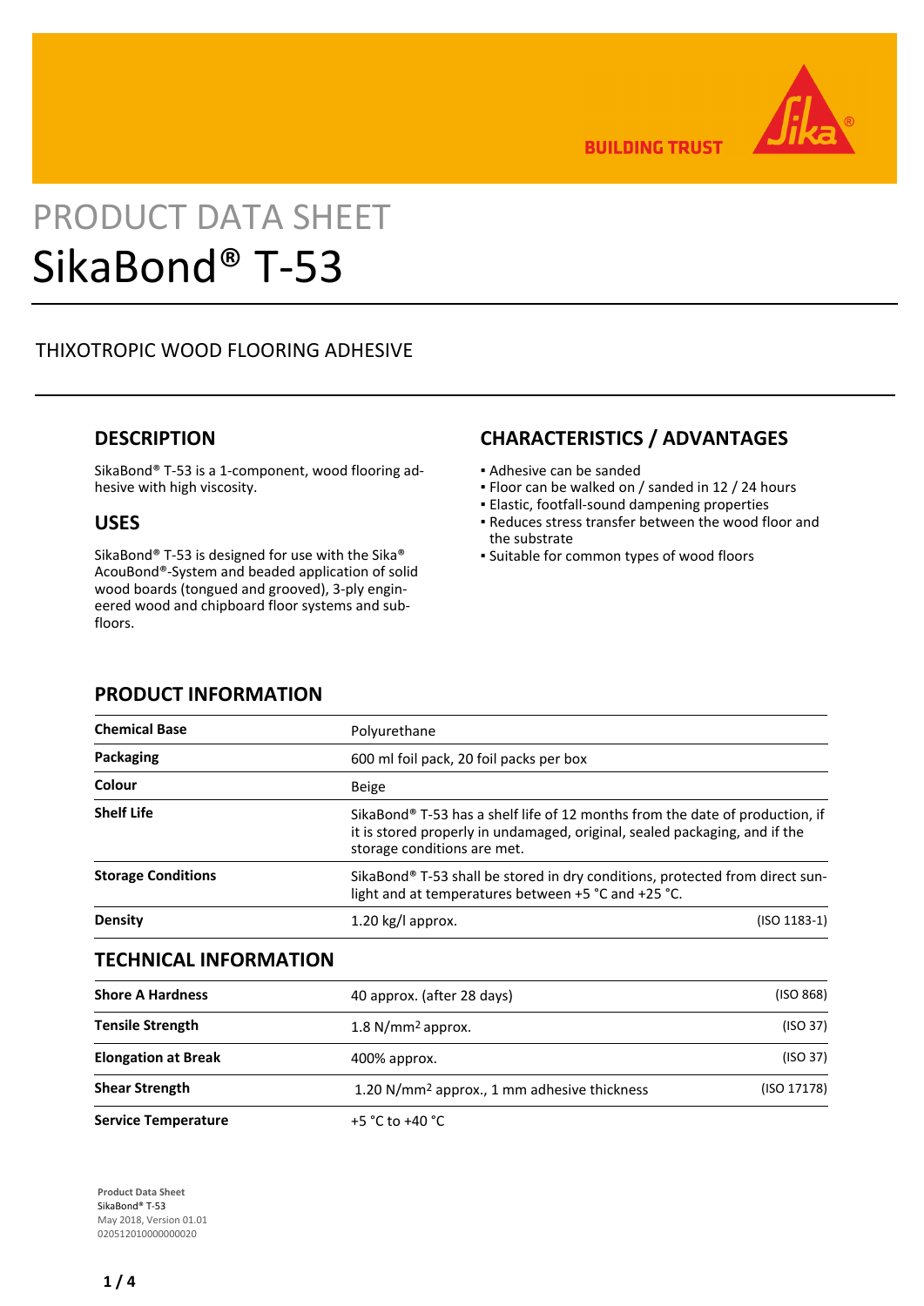BUILDING TRUST

# PRODUCT DATA SHEET
# SikaBond® T-53

THIXOTROPIC WOOD FLOORING ADHESIVE

## DESCRIPTION

SikaBond® T-53 is a 1-component, wood flooring adhesive with high viscosity.

## USES

SikaBond® T-53 is designed for use with the Sika® AcouBond®-System and beaded application of solid wood boards (tongued and grooved), 3-ply engineered wood and chipboard floor systems and subfloors.

## CHARACTERISTICS / ADVANTAGES

- Adhesive can be sanded
- Floor can be walked on / sanded in 12 / 24 hours
- Elastic, footfall-sound dampening properties
- Reduces stress transfer between the wood floor and the substrate
- Suitable for common types of wood floors

## PRODUCT INFORMATION

| | | |
|---|---|---|
| **Chemical Base** | Polyurethane | |
| **Packaging** | 600 ml foil pack, 20 foil packs per box | |
| **Colour** | Beige | |
| **Shelf Life** | SikaBond® T-53 has a shelf life of 12 months from the date of production, if it is stored properly in undamaged, original, sealed packaging, and if the storage conditions are met. | |
| **Storage Conditions** | SikaBond® T-53 shall be stored in dry conditions, protected from direct sunlight and at temperatures between +5 °C and +25 °C. | |
| **Density** | 1.20 kg/l approx. | (ISO 1183-1) |

## TECHNICAL INFORMATION

| | | |
|---|---|---|
| **Shore A Hardness** | 40 approx. (after 28 days) | (ISO 868) |
| **Tensile Strength** | 1.8 N/mm² approx. | (ISO 37) |
| **Elongation at Break** | 400% approx. | (ISO 37) |
| **Shear Strength** | 1.20 N/mm² approx., 1 mm adhesive thickness | (ISO 17178) |
| **Service Temperature** | +5 °C to +40 °C | |

**Product Data Sheet**
SikaBond® T-53
May 2018, Version 01.01
020512010000000020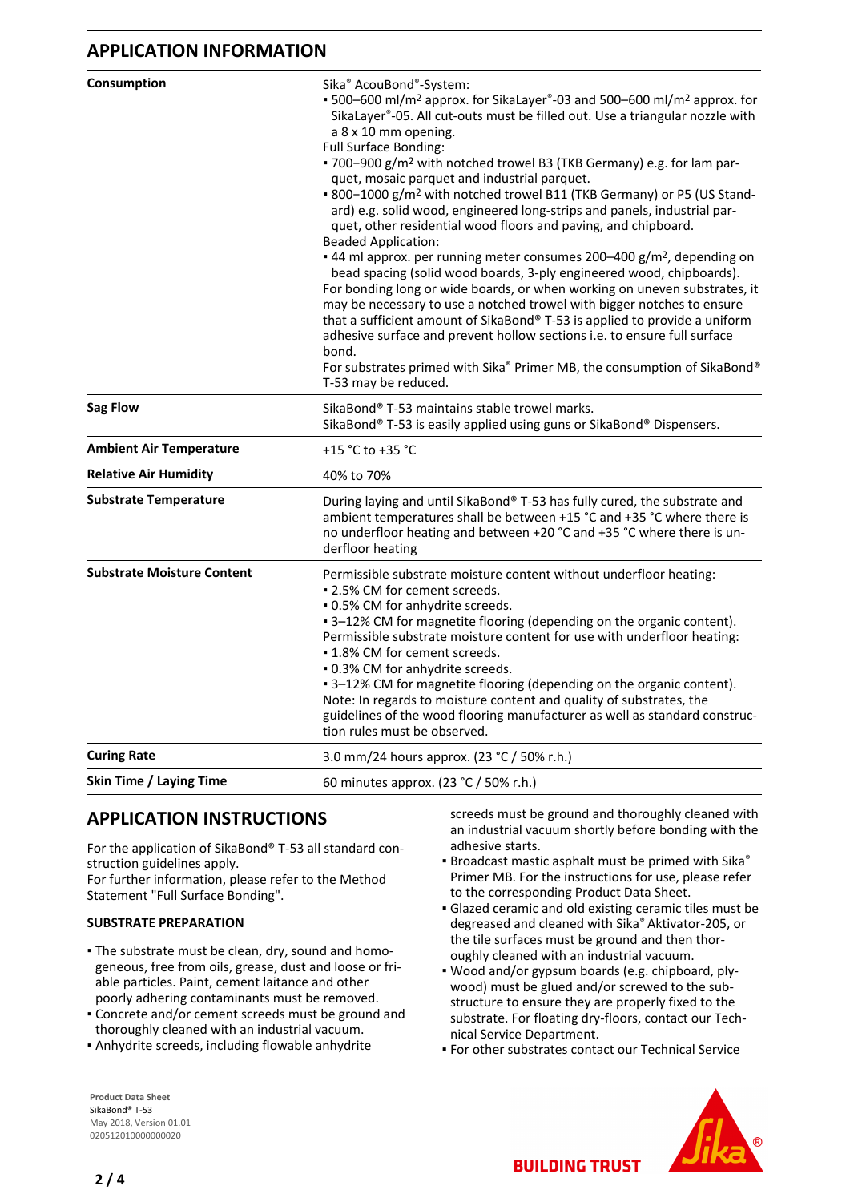## APPLICATION INFORMATION

| | |
|---|---|
| **Consumption** | Sika® AcouBond®-System:<br>▪ 500–600 ml/m² approx. for SikaLayer®-03 and 500–600 ml/m² approx. for SikaLayer®-05. All cut-outs must be filled out. Use a triangular nozzle with a 8 x 10 mm opening.<br>Full Surface Bonding:<br>▪ 700−900 g/m² with notched trowel B3 (TKB Germany) e.g. for lam parquet, mosaic parquet and industrial parquet.<br>▪ 800−1000 g/m² with notched trowel B11 (TKB Germany) or P5 (US Standard) e.g. solid wood, engineered long-strips and panels, industrial parquet, other residential wood floors and paving, and chipboard.<br>Beaded Application:<br>▪ 44 ml approx. per running meter consumes 200–400 g/m², depending on bead spacing (solid wood boards, 3-ply engineered wood, chipboards).<br>For bonding long or wide boards, or when working on uneven substrates, it may be necessary to use a notched trowel with bigger notches to ensure that a sufficient amount of SikaBond® T-53 is applied to provide a uniform adhesive surface and prevent hollow sections i.e. to ensure full surface bond.<br>For substrates primed with Sika® Primer MB, the consumption of SikaBond® T-53 may be reduced. |
| **Sag Flow** | SikaBond® T-53 maintains stable trowel marks.<br>SikaBond® T-53 is easily applied using guns or SikaBond® Dispensers. |
| **Ambient Air Temperature** | +15 °C to +35 °C |
| **Relative Air Humidity** | 40% to 70% |
| **Substrate Temperature** | During laying and until SikaBond® T-53 has fully cured, the substrate and ambient temperatures shall be between +15 °C and +35 °C where there is no underfloor heating and between +20 °C and +35 °C where there is underfloor heating |
| **Substrate Moisture Content** | Permissible substrate moisture content without underfloor heating:<br>▪ 2.5% CM for cement screeds.<br>▪ 0.5% CM for anhydrite screeds.<br>▪ 3–12% CM for magnetite flooring (depending on the organic content).<br>Permissible substrate moisture content for use with underfloor heating:<br>▪ 1.8% CM for cement screeds.<br>▪ 0.3% CM for anhydrite screeds.<br>▪ 3–12% CM for magnetite flooring (depending on the organic content).<br>Note: In regards to moisture content and quality of substrates, the guidelines of the wood flooring manufacturer as well as standard construction rules must be observed. |
| **Curing Rate** | 3.0 mm/24 hours approx. (23 °C / 50% r.h.) |
| **Skin Time / Laying Time** | 60 minutes approx. (23 °C / 50% r.h.) |

## APPLICATION INSTRUCTIONS

For the application of SikaBond® T-53 all standard construction guidelines apply.
For further information, please refer to the Method Statement "Full Surface Bonding".

### SUBSTRATE PREPARATION

- The substrate must be clean, dry, sound and homogeneous, free from oils, grease, dust and loose or friable particles. Paint, cement laitance and other poorly adhering contaminants must be removed.
- Concrete and/or cement screeds must be ground and thoroughly cleaned with an industrial vacuum.
- Anhydrite screeds, including flowable anhydrite screeds must be ground and thoroughly cleaned with an industrial vacuum shortly before bonding with the adhesive starts.
- Broadcast mastic asphalt must be primed with Sika® Primer MB. For the instructions for use, please refer to the corresponding Product Data Sheet.
- Glazed ceramic and old existing ceramic tiles must be degreased and cleaned with Sika® Aktivator-205, or the tile surfaces must be ground and then thoroughly cleaned with an industrial vacuum.
- Wood and/or gypsum boards (e.g. chipboard, plywood) must be glued and/or screwed to the substructure to ensure they are properly fixed to the substrate. For floating dry-floors, contact our Technical Service Department.
- For other substrates contact our Technical Service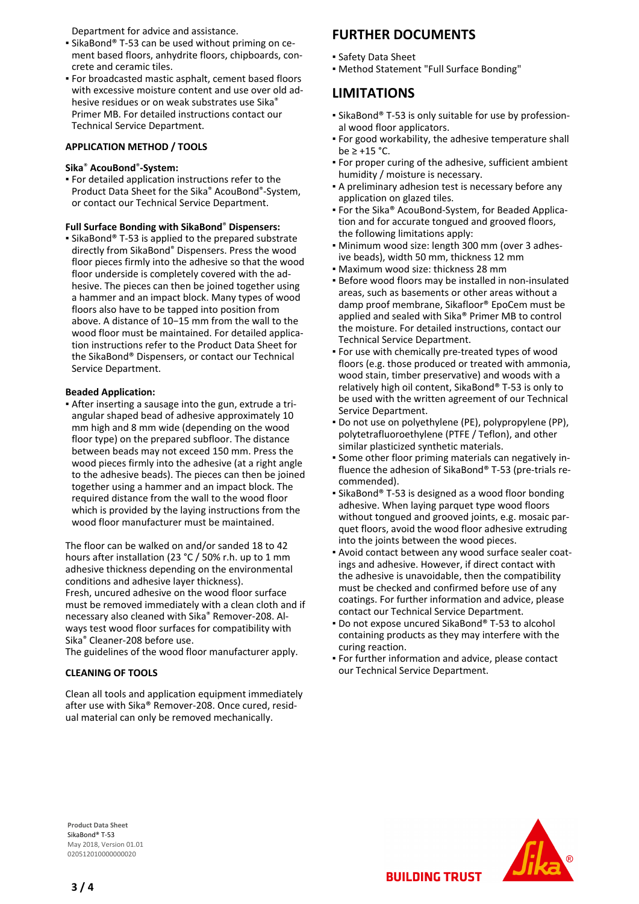Department for advice and assistance.

- SikaBond® T-53 can be used without priming on cement based floors, anhydrite floors, chipboards, concrete and ceramic tiles.
- For broadcasted mastic asphalt, cement based floors with excessive moisture content and use over old adhesive residues or on weak substrates use Sika® Primer MB. For detailed instructions contact our Technical Service Department.

### APPLICATION METHOD / TOOLS

**Sika® AcouBond®-System:**

- For detailed application instructions refer to the Product Data Sheet for the Sika® AcouBond®-System, or contact our Technical Service Department.

**Full Surface Bonding with SikaBond® Dispensers:**

- SikaBond® T-53 is applied to the prepared substrate directly from SikaBond® Dispensers. Press the wood floor pieces firmly into the adhesive so that the wood floor underside is completely covered with the adhesive. The pieces can then be joined together using a hammer and an impact block. Many types of wood floors also have to be tapped into position from above. A distance of 10−15 mm from the wall to the wood floor must be maintained. For detailed application instructions refer to the Product Data Sheet for the SikaBond® Dispensers, or contact our Technical Service Department.

**Beaded Application:**

- After inserting a sausage into the gun, extrude a triangular shaped bead of adhesive approximately 10 mm high and 8 mm wide (depending on the wood floor type) on the prepared subfloor. The distance between beads may not exceed 150 mm. Press the wood pieces firmly into the adhesive (at a right angle to the adhesive beads). The pieces can then be joined together using a hammer and an impact block. The required distance from the wall to the wood floor which is provided by the laying instructions from the wood floor manufacturer must be maintained.

The floor can be walked on and/or sanded 18 to 42 hours after installation (23 °C / 50% r.h. up to 1 mm adhesive thickness depending on the environmental conditions and adhesive layer thickness).
Fresh, uncured adhesive on the wood floor surface must be removed immediately with a clean cloth and if necessary also cleaned with Sika® Remover-208. Always test wood floor surfaces for compatibility with Sika® Cleaner-208 before use.
The guidelines of the wood floor manufacturer apply.

### CLEANING OF TOOLS

Clean all tools and application equipment immediately after use with Sika® Remover-208. Once cured, residual material can only be removed mechanically.

## FURTHER DOCUMENTS

- Safety Data Sheet
- Method Statement "Full Surface Bonding"

## LIMITATIONS

- SikaBond® T-53 is only suitable for use by professional wood floor applicators.
- For good workability, the adhesive temperature shall be ≥ +15 °C.
- For proper curing of the adhesive, sufficient ambient humidity / moisture is necessary.
- A preliminary adhesion test is necessary before any application on glazed tiles.
- For the Sika® AcouBond-System, for Beaded Application and for accurate tongued and grooved floors, the following limitations apply:
- Minimum wood size: length 300 mm (over 3 adhesive beads), width 50 mm, thickness 12 mm
- Maximum wood size: thickness 28 mm
- Before wood floors may be installed in non-insulated areas, such as basements or other areas without a damp proof membrane, Sikafloor® EpoCem must be applied and sealed with Sika® Primer MB to control the moisture. For detailed instructions, contact our Technical Service Department.
- For use with chemically pre-treated types of wood floors (e.g. those produced or treated with ammonia, wood stain, timber preservative) and woods with a relatively high oil content, SikaBond® T-53 is only to be used with the written agreement of our Technical Service Department.
- Do not use on polyethylene (PE), polypropylene (PP), polytetrafluoroethylene (PTFE / Teflon), and other similar plasticized synthetic materials.
- Some other floor priming materials can negatively influence the adhesion of SikaBond® T-53 (pre-trials recommended).
- SikaBond® T-53 is designed as a wood floor bonding adhesive. When laying parquet type wood floors without tongued and grooved joints, e.g. mosaic parquet floors, avoid the wood floor adhesive extruding into the joints between the wood pieces.
- Avoid contact between any wood surface sealer coatings and adhesive. However, if direct contact with the adhesive is unavoidable, then the compatibility must be checked and confirmed before use of any coatings. For further information and advice, please contact our Technical Service Department.
- Do not expose uncured SikaBond® T-53 to alcohol containing products as they may interfere with the curing reaction.
- For further information and advice, please contact our Technical Service Department.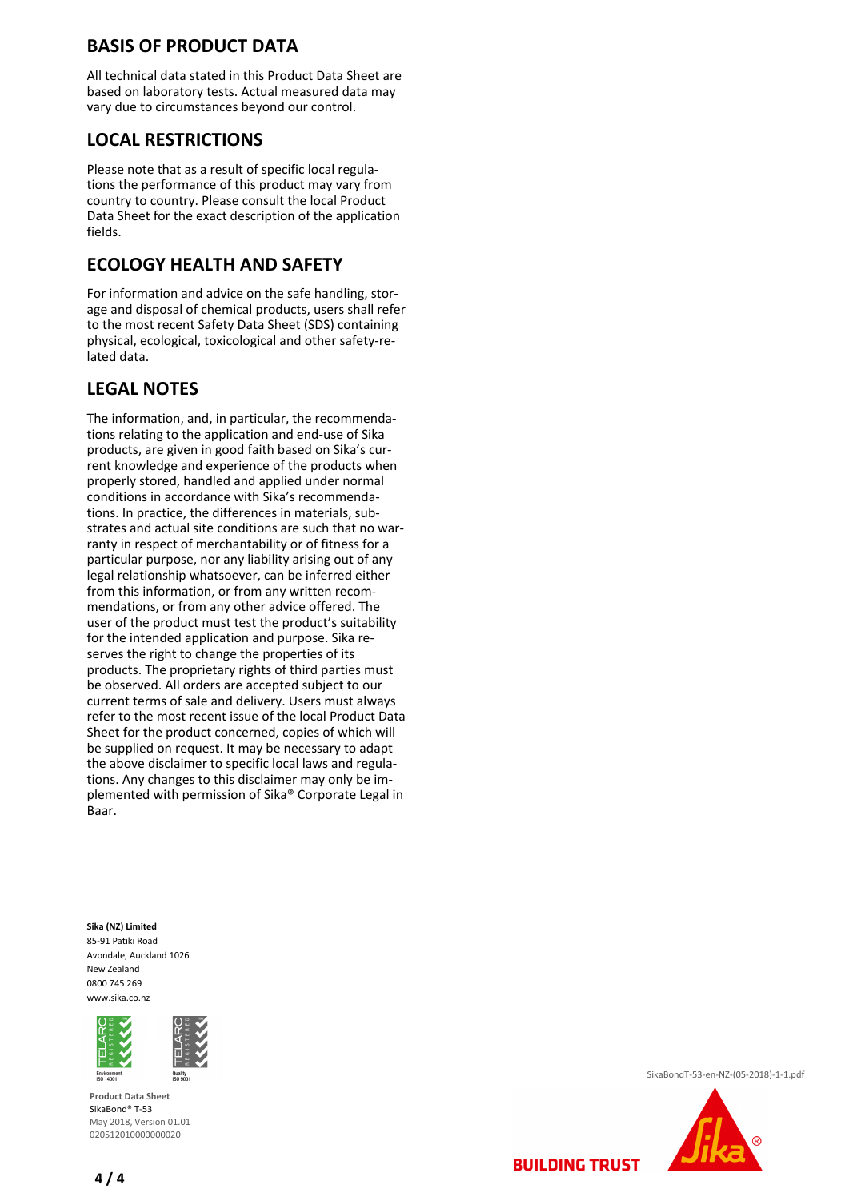## BASIS OF PRODUCT DATA

All technical data stated in this Product Data Sheet are based on laboratory tests. Actual measured data may vary due to circumstances beyond our control.

## LOCAL RESTRICTIONS

Please note that as a result of specific local regulations the performance of this product may vary from country to country. Please consult the local Product Data Sheet for the exact description of the application fields.

## ECOLOGY HEALTH AND SAFETY

For information and advice on the safe handling, storage and disposal of chemical products, users shall refer to the most recent Safety Data Sheet (SDS) containing physical, ecological, toxicological and other safety-related data.

## LEGAL NOTES

The information, and, in particular, the recommendations relating to the application and end-use of Sika products, are given in good faith based on Sika's current knowledge and experience of the products when properly stored, handled and applied under normal conditions in accordance with Sika's recommendations. In practice, the differences in materials, substrates and actual site conditions are such that no warranty in respect of merchantability or of fitness for a particular purpose, nor any liability arising out of any legal relationship whatsoever, can be inferred either from this information, or from any written recommendations, or from any other advice offered. The user of the product must test the product's suitability for the intended application and purpose. Sika reserves the right to change the properties of its products. The proprietary rights of third parties must be observed. All orders are accepted subject to our current terms of sale and delivery. Users must always refer to the most recent issue of the local Product Data Sheet for the product concerned, copies of which will be supplied on request. It may be necessary to adapt the above disclaimer to specific local laws and regulations. Any changes to this disclaimer may only be implemented with permission of Sika® Corporate Legal in Baar.

**Sika (NZ) Limited**
85-91 Patiki Road
Avondale, Auckland 1026
New Zealand
0800 745 269
www.sika.co.nz

TELARC REGISTERED Environment ISO 14001
TELARC REGISTERED Quality ISO 9001

**Product Data Sheet**
SikaBond® T-53
May 2018, Version 01.01
020512010000000020

SikaBondT-53-en-NZ-(05-2018)-1-1.pdf

**BUILDING TRUST**